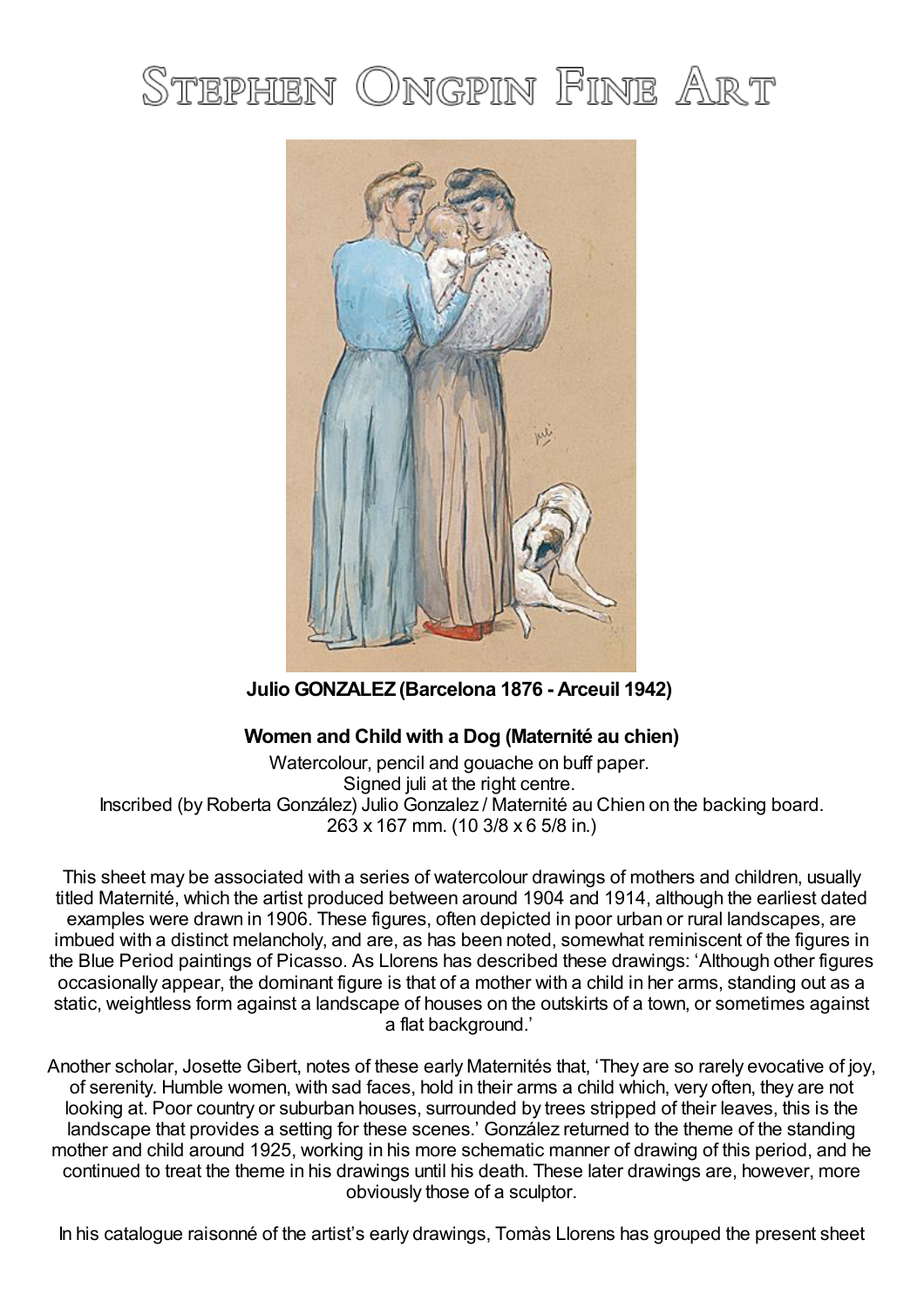# Stephen Ongpin Fine Art

**Julio GONZALEZ (Barcelona 1876 - Arceuil 1942)**

**Women and Child with a Dog (Maternité au chien)**

Watercolour, pencil and gouache on buff paper.
Signed juli at the right centre.
Inscribed (by Roberta González) Julio Gonzalez / Maternité au Chien on the backing board.
263 x 167 mm. (10 3/8 x 6 5/8 in.)

This sheet may be associated with a series of watercolour drawings of mothers and children, usually titled Maternité, which the artist produced between around 1904 and 1914, although the earliest dated examples were drawn in 1906. These figures, often depicted in poor urban or rural landscapes, are imbued with a distinct melancholy, and are, as has been noted, somewhat reminiscent of the figures in the Blue Period paintings of Picasso. As Llorens has described these drawings: 'Although other figures occasionally appear, the dominant figure is that of a mother with a child in her arms, standing out as a static, weightless form against a landscape of houses on the outskirts of a town, or sometimes against a flat background.'

Another scholar, Josette Gibert, notes of these early Maternités that, 'They are so rarely evocative of joy, of serenity. Humble women, with sad faces, hold in their arms a child which, very often, they are not looking at. Poor country or suburban houses, surrounded by trees stripped of their leaves, this is the landscape that provides a setting for these scenes.' González returned to the theme of the standing mother and child around 1925, working in his more schematic manner of drawing of this period, and he continued to treat the theme in his drawings until his death. These later drawings are, however, more obviously those of a sculptor.

In his catalogue raisonné of the artist's early drawings, Tomàs Llorens has grouped the present sheet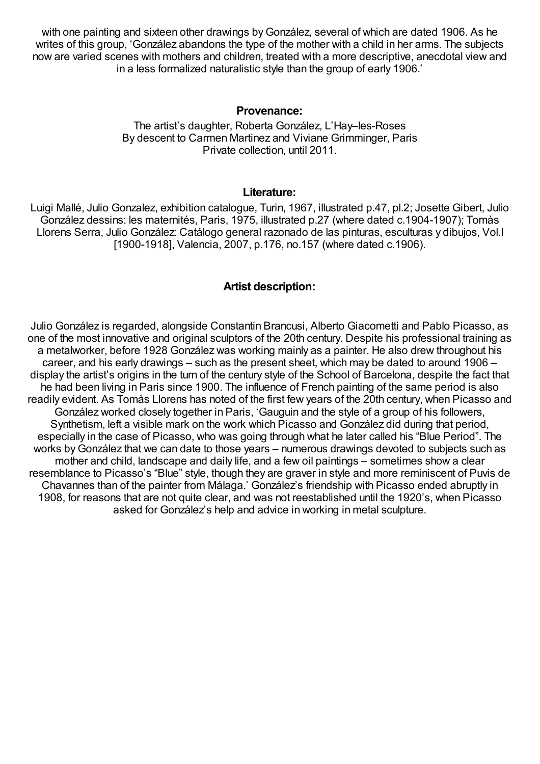with one painting and sixteen other drawings by González, several of which are dated 1906. As he writes of this group, 'González abandons the type of the mother with a child in her arms. The subjects now are varied scenes with mothers and children, treated with a more descriptive, anecdotal view and in a less formalized naturalistic style than the group of early 1906.'

### Provenance:

The artist's daughter, Roberta González, L'Hay–les-Roses
By descent to Carmen Martinez and Viviane Grimminger, Paris
Private collection, until 2011.

### Literature:

Luigi Mallé, Julio Gonzalez, exhibition catalogue, Turin, 1967, illustrated p.47, pl.2; Josette Gibert, Julio González dessins: les maternités, Paris, 1975, illustrated p.27 (where dated c.1904-1907); Tomàs Llorens Serra, Julio González: Catálogo general razonado de las pinturas, esculturas y dibujos, Vol.I [1900-1918], Valencia, 2007, p.176, no.157 (where dated c.1906).

### Artist description:

Julio González is regarded, alongside Constantin Brancusi, Alberto Giacometti and Pablo Picasso, as one of the most innovative and original sculptors of the 20th century. Despite his professional training as a metalworker, before 1928 González was working mainly as a painter. He also drew throughout his career, and his early drawings – such as the present sheet, which may be dated to around 1906 – display the artist's origins in the turn of the century style of the School of Barcelona, despite the fact that he had been living in Paris since 1900. The influence of French painting of the same period is also readily evident. As Tomàs Llorens has noted of the first few years of the 20th century, when Picasso and González worked closely together in Paris, 'Gauguin and the style of a group of his followers, Synthetism, left a visible mark on the work which Picasso and González did during that period, especially in the case of Picasso, who was going through what he later called his "Blue Period". The works by González that we can date to those years – numerous drawings devoted to subjects such as mother and child, landscape and daily life, and a few oil paintings – sometimes show a clear resemblance to Picasso's "Blue" style, though they are graver in style and more reminiscent of Puvis de Chavannes than of the painter from Málaga.' González's friendship with Picasso ended abruptly in 1908, for reasons that are not quite clear, and was not reestablished until the 1920's, when Picasso asked for González's help and advice in working in metal sculpture.